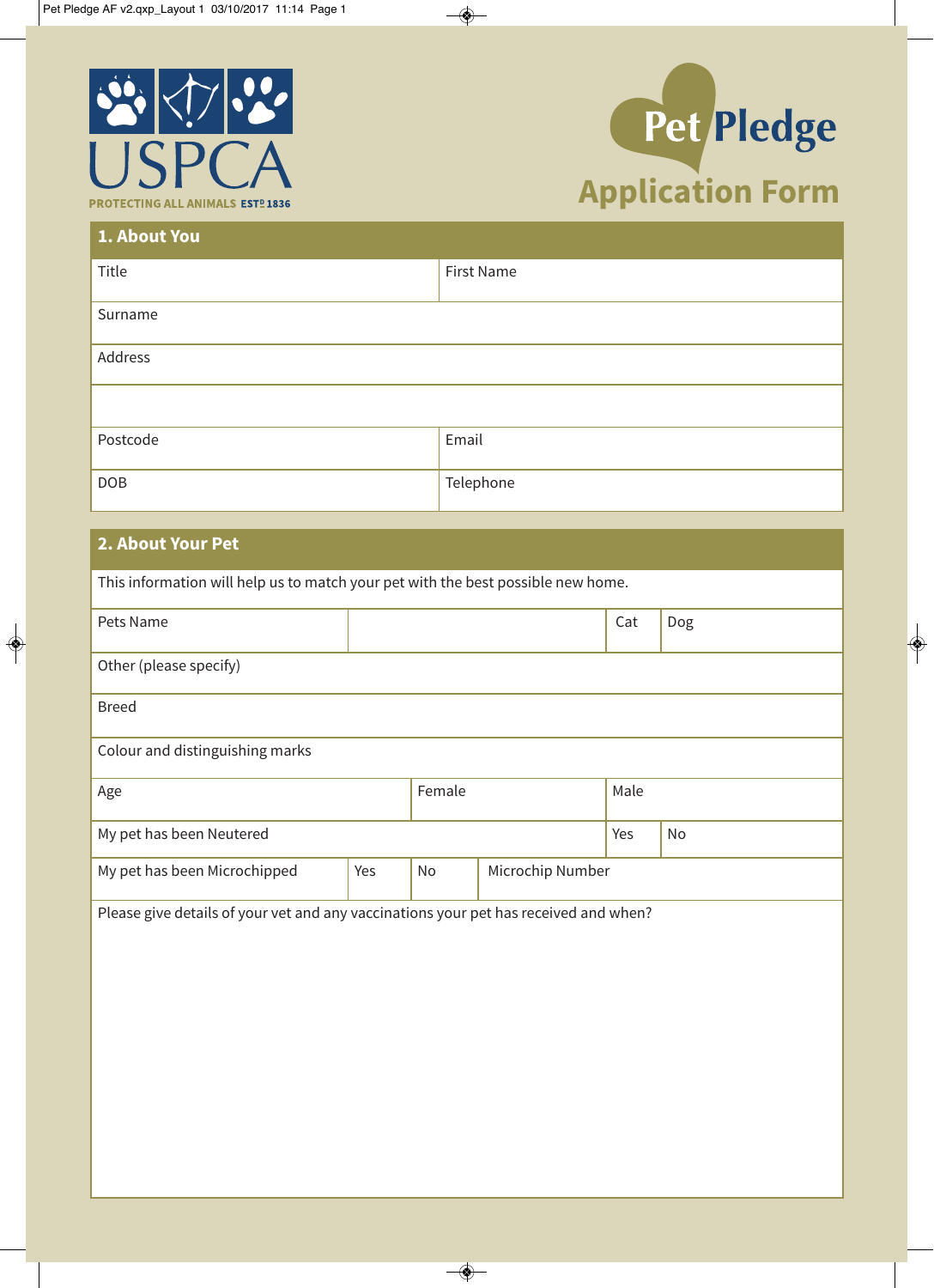USPCA

PROTECTING ALL ANIMALS EST^D 1836

# Pet Pledge Application Form

## 1. About You

| Title | First Name |
|---|---|
| Surname | |
| Address | |
| | |
| Postcode | Email |
| DOB | Telephone |

## 2. About Your Pet

This information will help us to match your pet with the best possible new home.

| Pets Name | | Cat | Dog |
|---|---|---|---|
| Other (please specify) | | | |
| Breed | | | |
| Colour and distinguishing marks | | | |
| Age | Female | Male | |
| My pet has been Neutered | | Yes | No |

| My pet has been Microchipped | Yes | No | Microchip Number |
|---|---|---|---|

Please give details of your vet and any vaccinations your pet has received and when?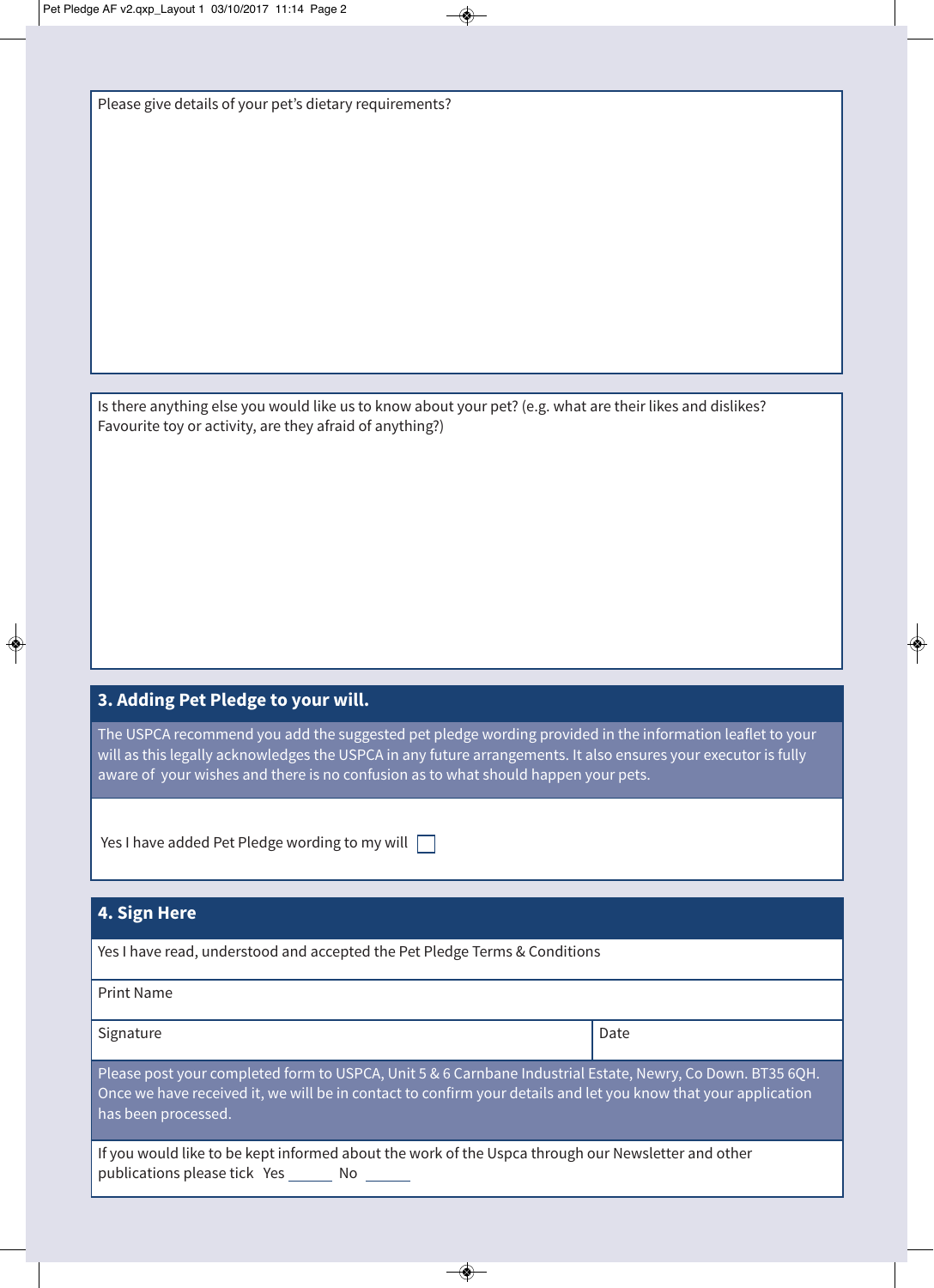Please give details of your pet's dietary requirements?

Is there anything else you would like us to know about your pet? (e.g. what are their likes and dislikes? Favourite toy or activity, are they afraid of anything?)

## 3. Adding Pet Pledge to your will.

The USPCA recommend you add the suggested pet pledge wording provided in the information leaflet to your will as this legally acknowledges the USPCA in any future arrangements. It also ensures your executor is fully aware of your wishes and there is no confusion as to what should happen your pets.

Yes I have added Pet Pledge wording to my will ☐

## 4. Sign Here

Yes I have read, understood and accepted the Pet Pledge Terms & Conditions

Print Name

Signature

Date

Please post your completed form to USPCA, Unit 5 & 6 Carnbane Industrial Estate, Newry, Co Down. BT35 6QH. Once we have received it, we will be in contact to confirm your details and let you know that your application has been processed.

If you would like to be kept informed about the work of the Uspca through our Newsletter and other publications please tick Yes ______ No ______